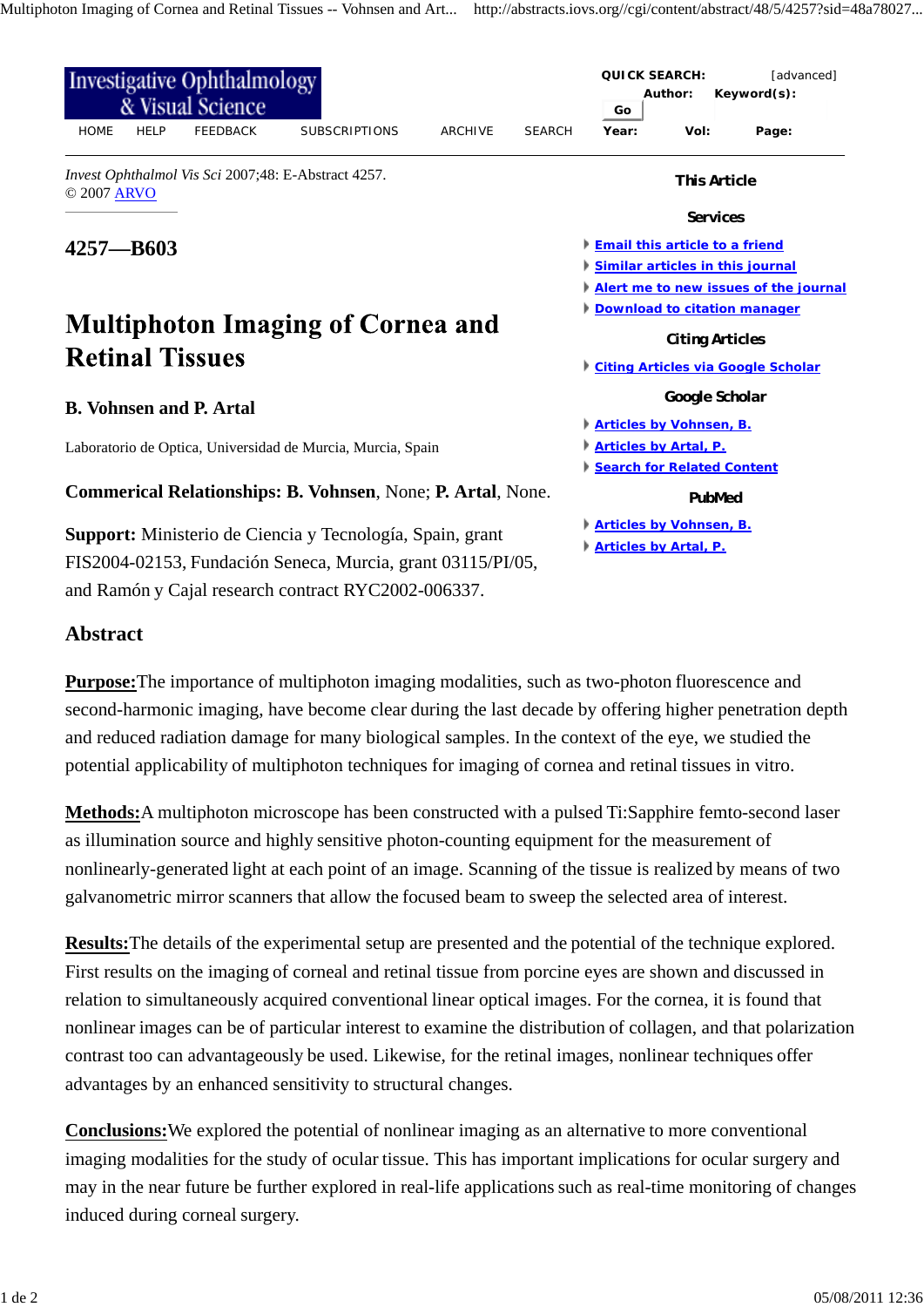*Invest Ophthalmol Vis Sci* 2007;48: E-Abstract 4257.
© 2007 ARVO

## 4257—B603

# Multiphoton Imaging of Cornea and Retinal Tissues

**B. Vohnsen and P. Artal**

Laboratorio de Optica, Universidad de Murcia, Murcia, Spain

**Commerical Relationships: B. Vohnsen**, None; **P. Artal**, None.

**Support:** Ministerio de Ciencia y Tecnología, Spain, grant FIS2004-02153, Fundación Seneca, Murcia, grant 03115/PI/05, and Ramón y Cajal research contract RYC2002-006337.

## Abstract

**Purpose:** The importance of multiphoton imaging modalities, such as two-photon fluorescence and second-harmonic imaging, have become clear during the last decade by offering higher penetration depth and reduced radiation damage for many biological samples. In the context of the eye, we studied the potential applicability of multiphoton techniques for imaging of cornea and retinal tissues in vitro.

**Methods:** A multiphoton microscope has been constructed with a pulsed Ti:Sapphire femto-second laser as illumination source and highly sensitive photon-counting equipment for the measurement of nonlinearly-generated light at each point of an image. Scanning of the tissue is realized by means of two galvanometric mirror scanners that allow the focused beam to sweep the selected area of interest.

**Results:** The details of the experimental setup are presented and the potential of the technique explored. First results on the imaging of corneal and retinal tissue from porcine eyes are shown and discussed in relation to simultaneously acquired conventional linear optical images. For the cornea, it is found that nonlinear images can be of particular interest to examine the distribution of collagen, and that polarization contrast too can advantageously be used. Likewise, for the retinal images, nonlinear techniques offer advantages by an enhanced sensitivity to structural changes.

**Conclusions:** We explored the potential of nonlinear imaging as an alternative to more conventional imaging modalities for the study of ocular tissue. This has important implications for ocular surgery and may in the near future be further explored in real-life applications such as real-time monitoring of changes induced during corneal surgery.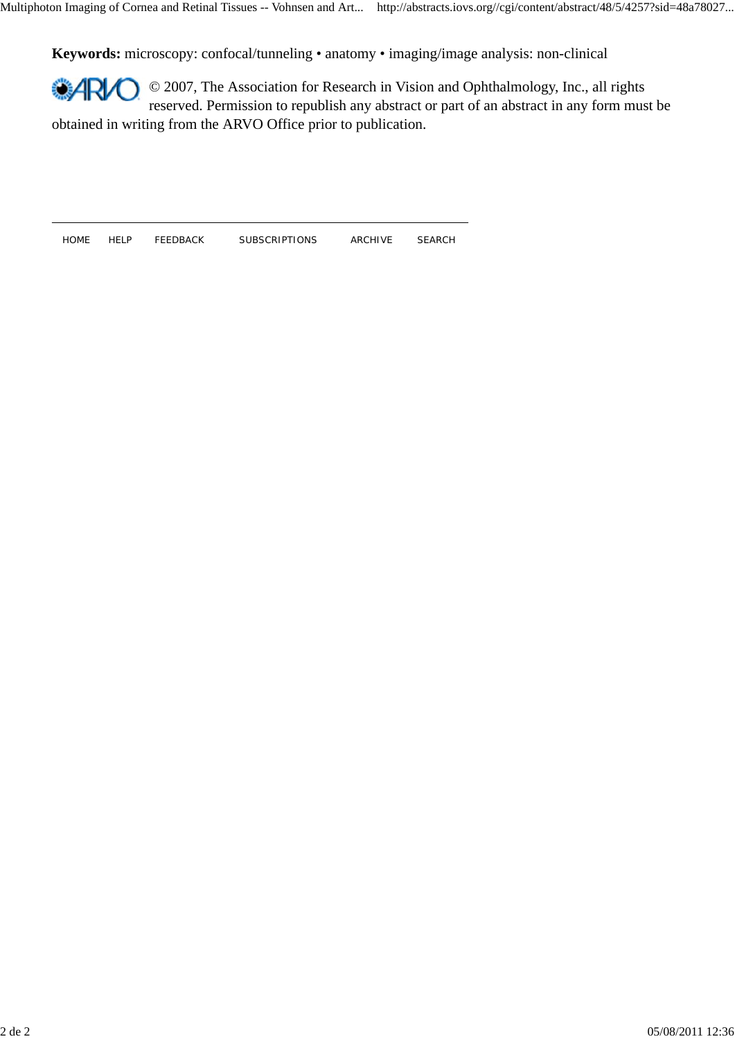**Keywords:** microscopy: confocal/tunneling • anatomy • imaging/image analysis: non-clinical

ARVO © 2007, The Association for Research in Vision and Ophthalmology, Inc., all rights reserved. Permission to republish any abstract or part of an abstract in any form must be obtained in writing from the ARVO Office prior to publication.

---

HOME HELP FEEDBACK SUBSCRIPTIONS ARCHIVE SEARCH